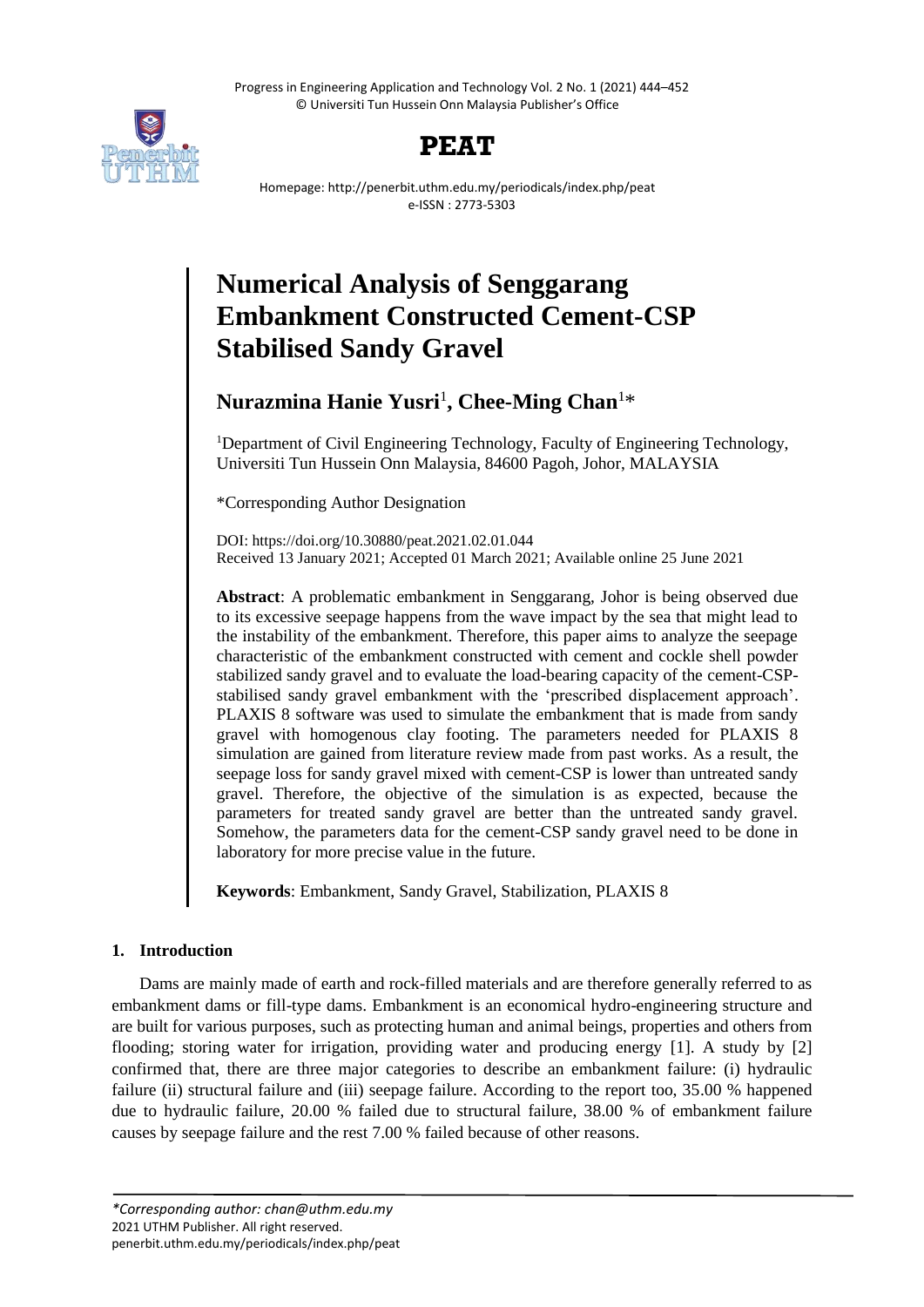# Numerical Analysis of Senggarang Embankment Constructed Cement-CSP Stabilised Sandy Gravel

**Nurazmina Hanie Yusri**[1], **Chee-Ming Chan**[1]*

[1]Department of Civil Engineering Technology, Faculty of Engineering Technology, Universiti Tun Hussein Onn Malaysia, 84600 Pagoh, Johor, MALAYSIA

*Corresponding Author Designation

DOI: https://doi.org/10.30880/peat.2021.02.01.044
Received 13 January 2021; Accepted 01 March 2021; Available online 25 June 2021

**Abstract**: A problematic embankment in Senggarang, Johor is being observed due to its excessive seepage happens from the wave impact by the sea that might lead to the instability of the embankment. Therefore, this paper aims to analyze the seepage characteristic of the embankment constructed with cement and cockle shell powder stabilized sandy gravel and to evaluate the load-bearing capacity of the cement-CSP-stabilised sandy gravel embankment with the 'prescribed displacement approach'. PLAXIS 8 software was used to simulate the embankment that is made from sandy gravel with homogenous clay footing. The parameters needed for PLAXIS 8 simulation are gained from literature review made from past works. As a result, the seepage loss for sandy gravel mixed with cement-CSP is lower than untreated sandy gravel. Therefore, the objective of the simulation is as expected, because the parameters for treated sandy gravel are better than the untreated sandy gravel. Somehow, the parameters data for the cement-CSP sandy gravel need to be done in laboratory for more precise value in the future.

**Keywords**: Embankment, Sandy Gravel, Stabilization, PLAXIS 8

## 1. Introduction

Dams are mainly made of earth and rock-filled materials and are therefore generally referred to as embankment dams or fill-type dams. Embankment is an economical hydro-engineering structure and are built for various purposes, such as protecting human and animal beings, properties and others from flooding; storing water for irrigation, providing water and producing energy [1]. A study by [2] confirmed that, there are three major categories to describe an embankment failure: (i) hydraulic failure (ii) structural failure and (iii) seepage failure. According to the report too, 35.00 % happened due to hydraulic failure, 20.00 % failed due to structural failure, 38.00 % of embankment failure causes by seepage failure and the rest 7.00 % failed because of other reasons.

*\*Corresponding author: chan@uthm.edu.my*
2021 UTHM Publisher. All right reserved.
penerbit.uthm.edu.my/periodicals/index.php/peat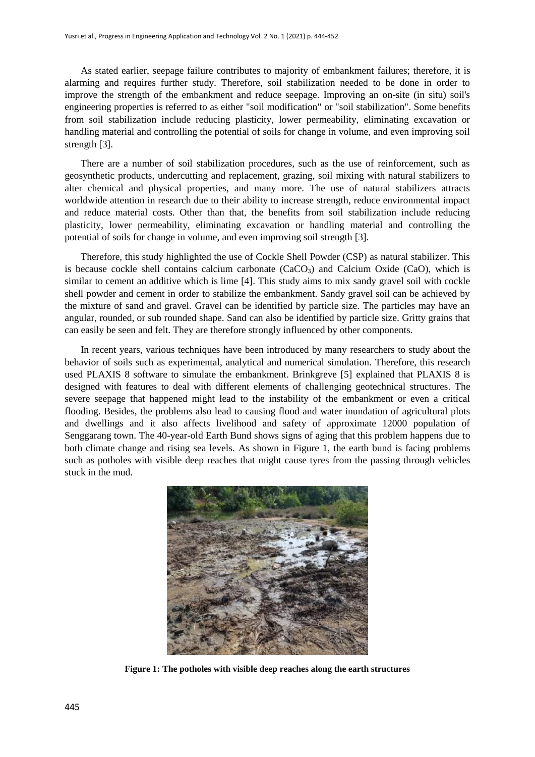As stated earlier, seepage failure contributes to majority of embankment failures; therefore, it is alarming and requires further study. Therefore, soil stabilization needed to be done in order to improve the strength of the embankment and reduce seepage. Improving an on-site (in situ) soil's engineering properties is referred to as either "soil modification" or "soil stabilization". Some benefits from soil stabilization include reducing plasticity, lower permeability, eliminating excavation or handling material and controlling the potential of soils for change in volume, and even improving soil strength [3].

There are a number of soil stabilization procedures, such as the use of reinforcement, such as geosynthetic products, undercutting and replacement, grazing, soil mixing with natural stabilizers to alter chemical and physical properties, and many more. The use of natural stabilizers attracts worldwide attention in research due to their ability to increase strength, reduce environmental impact and reduce material costs. Other than that, the benefits from soil stabilization include reducing plasticity, lower permeability, eliminating excavation or handling material and controlling the potential of soils for change in volume, and even improving soil strength [3].

Therefore, this study highlighted the use of Cockle Shell Powder (CSP) as natural stabilizer. This is because cockle shell contains calcium carbonate ($CaCO_3$) and Calcium Oxide (CaO), which is similar to cement an additive which is lime [4]. This study aims to mix sandy gravel soil with cockle shell powder and cement in order to stabilize the embankment. Sandy gravel soil can be achieved by the mixture of sand and gravel. Gravel can be identified by particle size. The particles may have an angular, rounded, or sub rounded shape. Sand can also be identified by particle size. Gritty grains that can easily be seen and felt. They are therefore strongly influenced by other components.

In recent years, various techniques have been introduced by many researchers to study about the behavior of soils such as experimental, analytical and numerical simulation. Therefore, this research used PLAXIS 8 software to simulate the embankment. Brinkgreve [5] explained that PLAXIS 8 is designed with features to deal with different elements of challenging geotechnical structures. The severe seepage that happened might lead to the instability of the embankment or even a critical flooding. Besides, the problems also lead to causing flood and water inundation of agricultural plots and dwellings and it also affects livelihood and safety of approximate 12000 population of Senggarang town. The 40-year-old Earth Bund shows signs of aging that this problem happens due to both climate change and rising sea levels. As shown in Figure 1, the earth bund is facing problems such as potholes with visible deep reaches that might cause tyres from the passing through vehicles stuck in the mud.

**Figure 1: The potholes with visible deep reaches along the earth structures**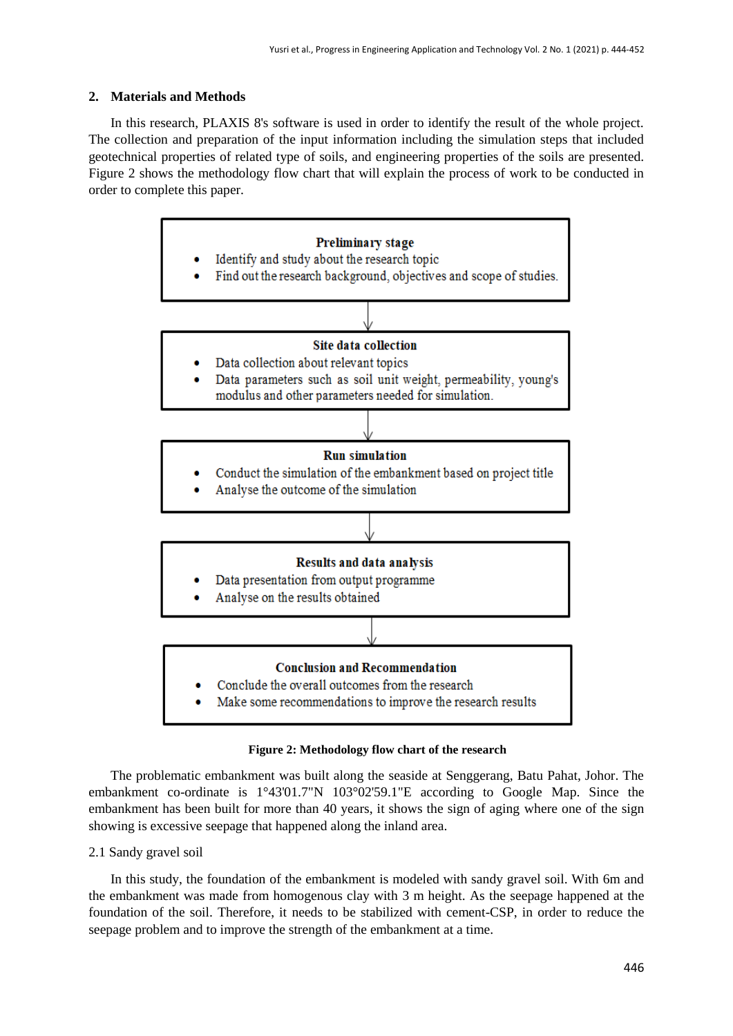## 2. Materials and Methods

In this research, PLAXIS 8's software is used in order to identify the result of the whole project. The collection and preparation of the input information including the simulation steps that included geotechnical properties of related type of soils, and engineering properties of the soils are presented. Figure 2 shows the methodology flow chart that will explain the process of work to be conducted in order to complete this paper.

**Preliminary stage**
- Identify and study about the research topic
- Find out the research background, objectives and scope of studies.

↓

**Site data collection**
- Data collection about relevant topics
- Data parameters such as soil unit weight, permeability, young's modulus and other parameters needed for simulation.

↓

**Run simulation**
- Conduct the simulation of the embankment based on project title
- Analyse the outcome of the simulation

↓

**Results and data analysis**
- Data presentation from output programme
- Analyse on the results obtained

↓

**Conclusion and Recommendation**
- Conclude the overall outcomes from the research
- Make some recommendations to improve the research results

**Figure 2: Methodology flow chart of the research**

The problematic embankment was built along the seaside at Senggerang, Batu Pahat, Johor. The embankment co-ordinate is 1°43'01.7"N 103°02'59.1"E according to Google Map. Since the embankment has been built for more than 40 years, it shows the sign of aging where one of the sign showing is excessive seepage that happened along the inland area.

### 2.1 Sandy gravel soil

In this study, the foundation of the embankment is modeled with sandy gravel soil. With 6m and the embankment was made from homogenous clay with 3 m height. As the seepage happened at the foundation of the soil. Therefore, it needs to be stabilized with cement-CSP, in order to reduce the seepage problem and to improve the strength of the embankment at a time.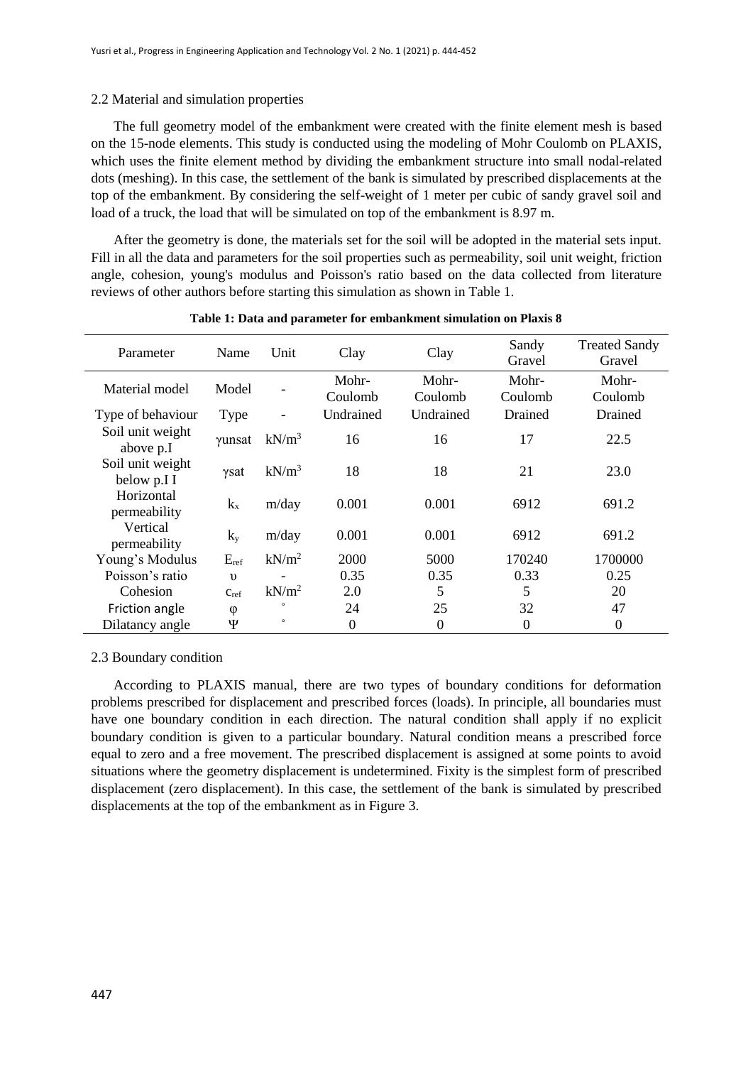### 2.2 Material and simulation properties

The full geometry model of the embankment were created with the finite element mesh is based on the 15-node elements. This study is conducted using the modeling of Mohr Coulomb on PLAXIS, which uses the finite element method by dividing the embankment structure into small nodal-related dots (meshing). In this case, the settlement of the bank is simulated by prescribed displacements at the top of the embankment. By considering the self-weight of 1 meter per cubic of sandy gravel soil and load of a truck, the load that will be simulated on top of the embankment is 8.97 m.

After the geometry is done, the materials set for the soil will be adopted in the material sets input. Fill in all the data and parameters for the soil properties such as permeability, soil unit weight, friction angle, cohesion, young's modulus and Poisson's ratio based on the data collected from literature reviews of other authors before starting this simulation as shown in Table 1.

**Table 1: Data and parameter for embankment simulation on Plaxis 8**

| Parameter | Name | Unit | Clay | Clay | Sandy Gravel | Treated Sandy Gravel |
|---|---|---|---|---|---|---|
| Material model | Model | - | Mohr-Coulomb | Mohr-Coulomb | Mohr-Coulomb | Mohr-Coulomb |
| Type of behaviour | Type | - | Undrained | Undrained | Drained | Drained |
| Soil unit weight above p.I | $\gamma$unsat | $kN/m^3$ | 16 | 16 | 17 | 22.5 |
| Soil unit weight below p.I I | $\gamma$sat | $kN/m^3$ | 18 | 18 | 21 | 23.0 |
| Horizontal permeability | $k_x$ | m/day | 0.001 | 0.001 | 6912 | 691.2 |
| Vertical permeability | $k_y$ | m/day | 0.001 | 0.001 | 6912 | 691.2 |
| Young's Modulus | $E_{ref}$ | $kN/m^2$ | 2000 | 5000 | 170240 | 1700000 |
| Poisson's ratio | $\upsilon$ | - | 0.35 | 0.35 | 0.33 | 0.25 |
| Cohesion | $c_{ref}$ | $kN/m^2$ | 2.0 | 5 | 5 | 20 |
| Friction angle | $\varphi$ | ° | 24 | 25 | 32 | 47 |
| Dilatancy angle | $\Psi$ | ° | 0 | 0 | 0 | 0 |

### 2.3 Boundary condition

According to PLAXIS manual, there are two types of boundary conditions for deformation problems prescribed for displacement and prescribed forces (loads). In principle, all boundaries must have one boundary condition in each direction. The natural condition shall apply if no explicit boundary condition is given to a particular boundary. Natural condition means a prescribed force equal to zero and a free movement. The prescribed displacement is assigned at some points to avoid situations where the geometry displacement is undetermined. Fixity is the simplest form of prescribed displacement (zero displacement). In this case, the settlement of the bank is simulated by prescribed displacements at the top of the embankment as in Figure 3.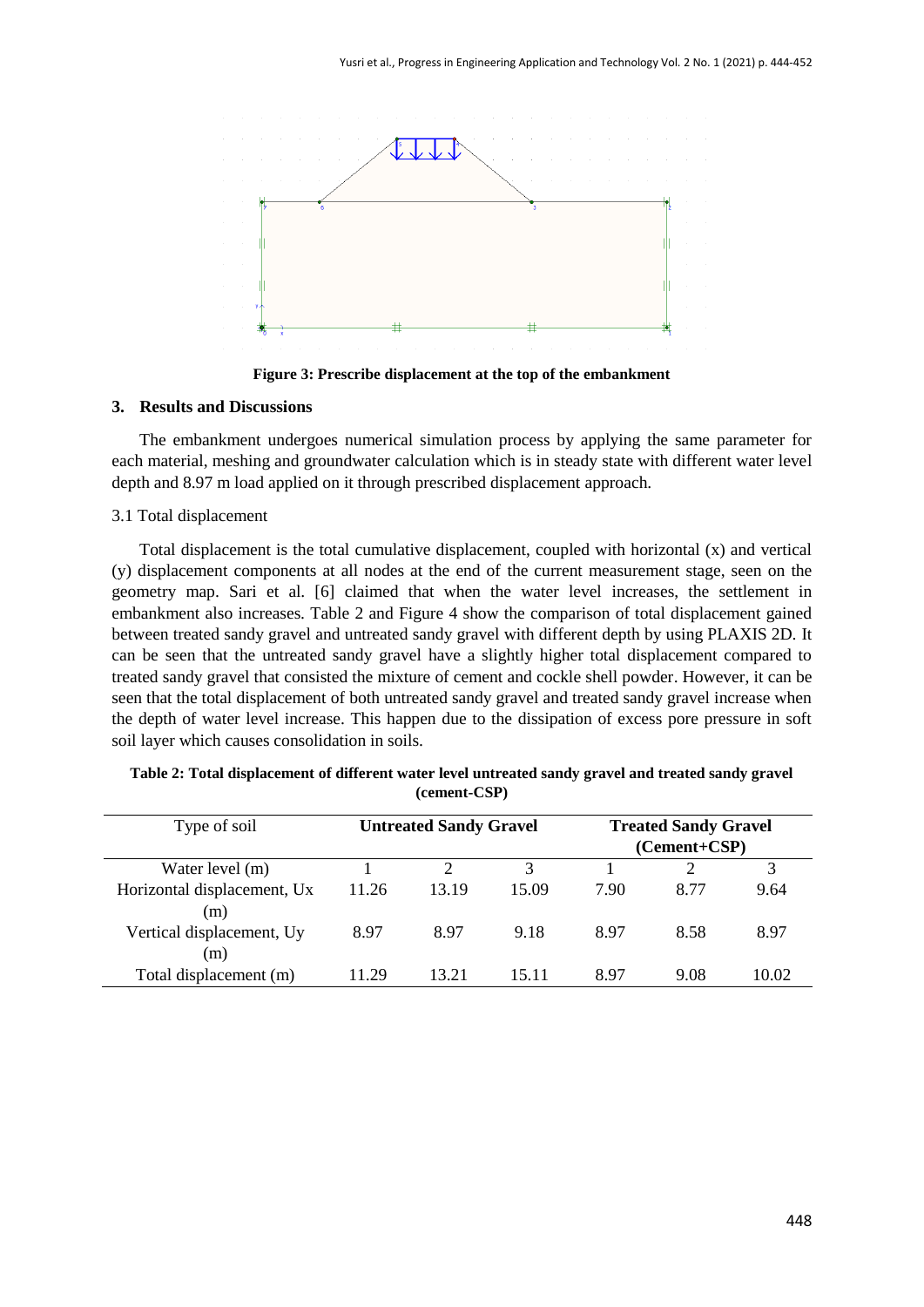Figure 3: Prescribe displacement at the top of the embankment

## 3. Results and Discussions

The embankment undergoes numerical simulation process by applying the same parameter for each material, meshing and groundwater calculation which is in steady state with different water level depth and 8.97 m load applied on it through prescribed displacement approach.

### 3.1 Total displacement

Total displacement is the total cumulative displacement, coupled with horizontal (x) and vertical (y) displacement components at all nodes at the end of the current measurement stage, seen on the geometry map. Sari et al. [6] claimed that when the water level increases, the settlement in embankment also increases. Table 2 and Figure 4 show the comparison of total displacement gained between treated sandy gravel and untreated sandy gravel with different depth by using PLAXIS 2D. It can be seen that the untreated sandy gravel have a slightly higher total displacement compared to treated sandy gravel that consisted the mixture of cement and cockle shell powder. However, it can be seen that the total displacement of both untreated sandy gravel and treated sandy gravel increase when the depth of water level increase. This happen due to the dissipation of excess pore pressure in soft soil layer which causes consolidation in soils.

**Table 2: Total displacement of different water level untreated sandy gravel and treated sandy gravel (cement-CSP)**

| Type of soil | **Untreated Sandy Gravel** | | | **Treated Sandy Gravel (Cement+CSP)** | | |
|---|---|---|---|---|---|---|
| Water level (m) | 1 | 2 | 3 | 1 | 2 | 3 |
| Horizontal displacement, Ux (m) | 11.26 | 13.19 | 15.09 | 7.90 | 8.77 | 9.64 |
| Vertical displacement, Uy (m) | 8.97 | 8.97 | 9.18 | 8.97 | 8.58 | 8.97 |
| Total displacement (m) | 11.29 | 13.21 | 15.11 | 8.97 | 9.08 | 10.02 |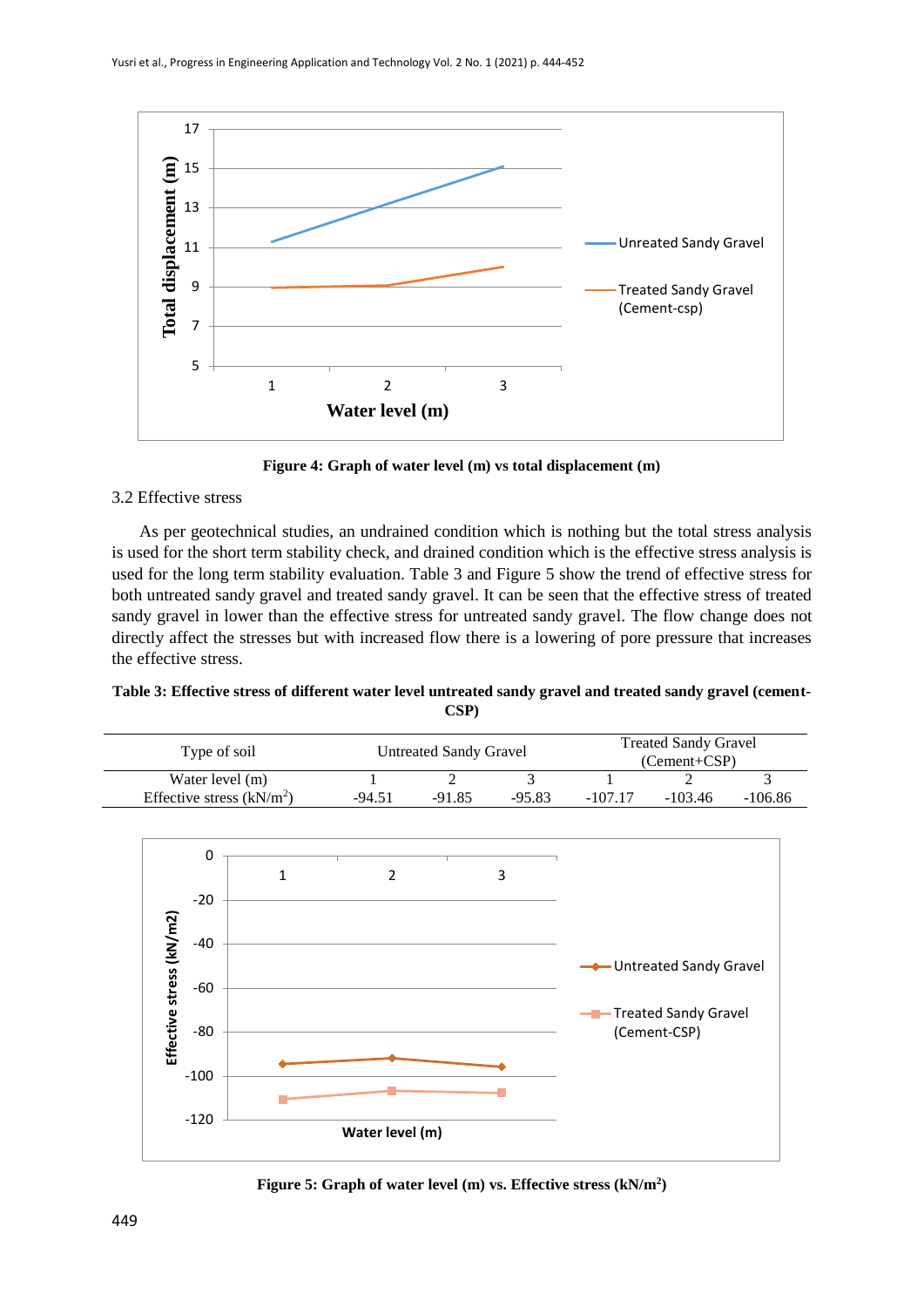Figure 4: Graph of water level (m) vs total displacement (m)

## 3.2 Effective stress

As per geotechnical studies, an undrained condition which is nothing but the total stress analysis is used for the short term stability check, and drained condition which is the effective stress analysis is used for the long term stability evaluation. Table 3 and Figure 5 show the trend of effective stress for both untreated sandy gravel and treated sandy gravel. It can be seen that the effective stress of treated sandy gravel in lower than the effective stress for untreated sandy gravel. The flow change does not directly affect the stresses but with increased flow there is a lowering of pore pressure that increases the effective stress.

**Table 3: Effective stress of different water level untreated sandy gravel and treated sandy gravel (cement-CSP)**

| Type of soil | Untreated Sandy Gravel | | | Treated Sandy Gravel (Cement+CSP) | | |
|---|---|---|---|---|---|---|
| Water level (m) | 1 | 2 | 3 | 1 | 2 | 3 |
| Effective stress (kN/m$^2$) | -94.51 | -91.85 | -95.83 | -107.17 | -103.46 | -106.86 |

Figure 5: Graph of water level (m) vs. Effective stress (kN/m$^2$)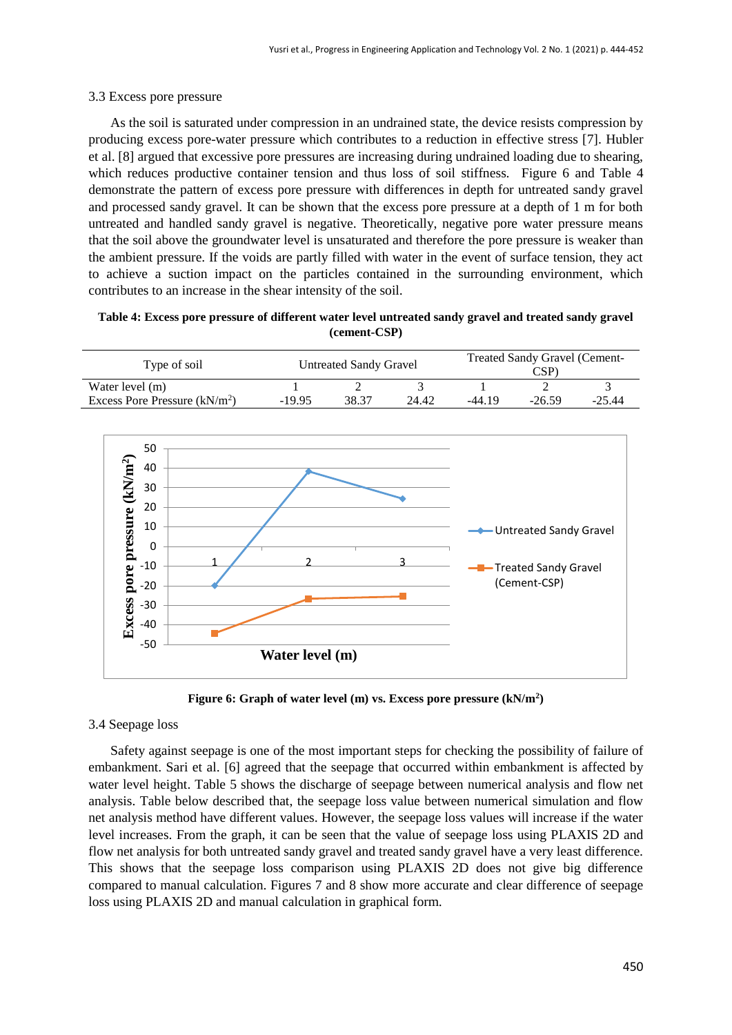### 3.3 Excess pore pressure

As the soil is saturated under compression in an undrained state, the device resists compression by producing excess pore-water pressure which contributes to a reduction in effective stress [7]. Hubler et al. [8] argued that excessive pore pressures are increasing during undrained loading due to shearing, which reduces productive container tension and thus loss of soil stiffness. Figure 6 and Table 4 demonstrate the pattern of excess pore pressure with differences in depth for untreated sandy gravel and processed sandy gravel. It can be shown that the excess pore pressure at a depth of 1 m for both untreated and handled sandy gravel is negative. Theoretically, negative pore water pressure means that the soil above the groundwater level is unsaturated and therefore the pore pressure is weaker than the ambient pressure. If the voids are partly filled with water in the event of surface tension, they act to achieve a suction impact on the particles contained in the surrounding environment, which contributes to an increase in the shear intensity of the soil.

**Table 4: Excess pore pressure of different water level untreated sandy gravel and treated sandy gravel (cement-CSP)**

| Type of soil | Untreated Sandy Gravel | | | Treated Sandy Gravel (Cement-CSP) | | |
|---|---|---|---|---|---|---|
| Water level (m) | 1 | 2 | 3 | 1 | 2 | 3 |
| Excess Pore Pressure ($kN/m^2$) | -19.95 | 38.37 | 24.42 | -44.19 | -26.59 | -25.44 |

**Figure 6: Graph of water level (m) vs. Excess pore pressure ($kN/m^2$)**

### 3.4 Seepage loss

Safety against seepage is one of the most important steps for checking the possibility of failure of embankment. Sari et al. [6] agreed that the seepage that occurred within embankment is affected by water level height. Table 5 shows the discharge of seepage between numerical analysis and flow net analysis. Table below described that, the seepage loss value between numerical simulation and flow net analysis method have different values. However, the seepage loss values will increase if the water level increases. From the graph, it can be seen that the value of seepage loss using PLAXIS 2D and flow net analysis for both untreated sandy gravel and treated sandy gravel have a very least difference. This shows that the seepage loss comparison using PLAXIS 2D does not give big difference compared to manual calculation. Figures 7 and 8 show more accurate and clear difference of seepage loss using PLAXIS 2D and manual calculation in graphical form.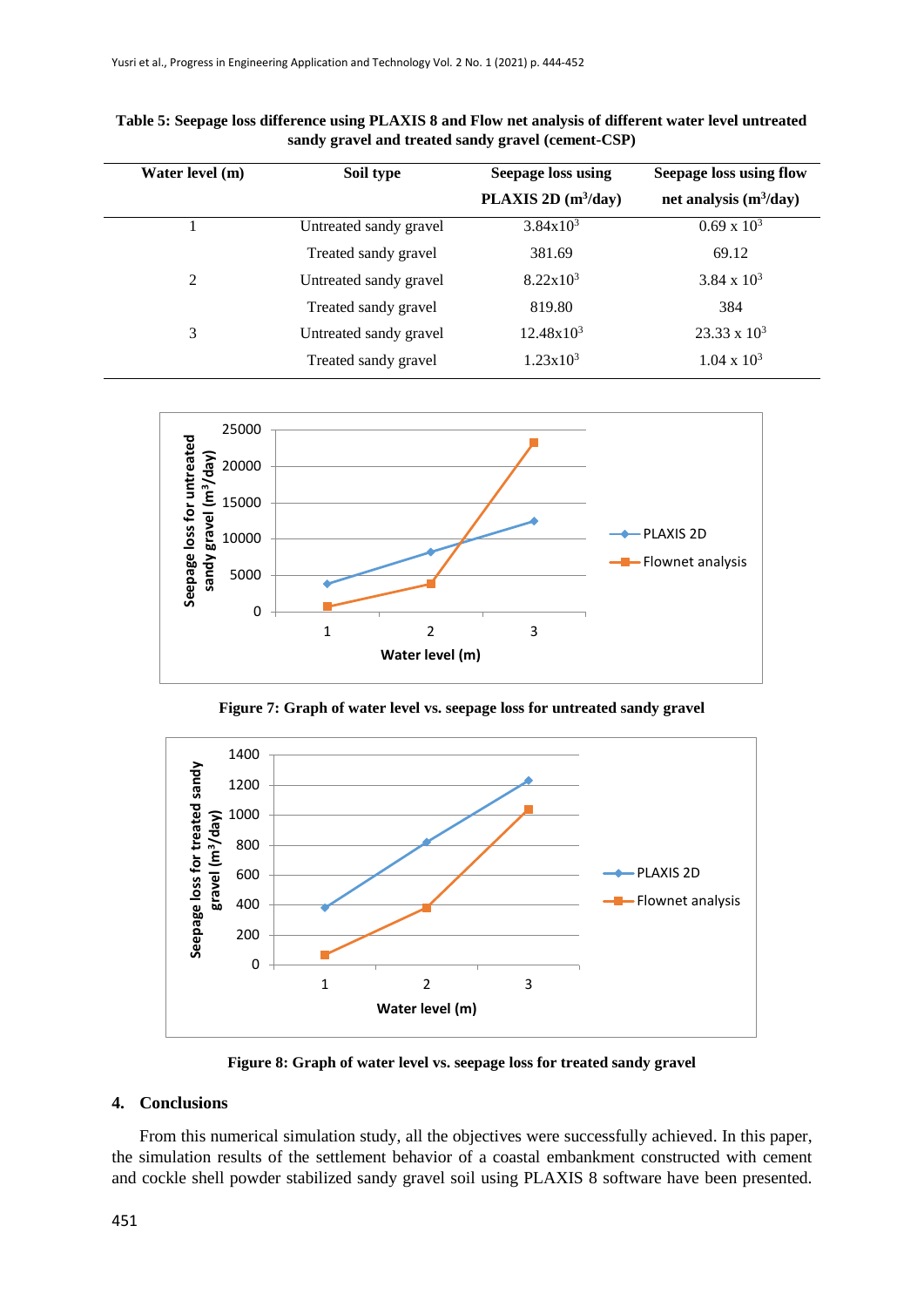**Table 5: Seepage loss difference using PLAXIS 8 and Flow net analysis of different water level untreated sandy gravel and treated sandy gravel (cement-CSP)**

| Water level (m) | Soil type | Seepage loss using PLAXIS 2D ($m^3$/day) | Seepage loss using flow net analysis ($m^3$/day) |
|---|---|---|---|
| 1 | Untreated sandy gravel | $3.84 \times 10^3$ | $0.69 \times 10^3$ |
| | Treated sandy gravel | 381.69 | 69.12 |
| 2 | Untreated sandy gravel | $8.22 \times 10^3$ | $3.84 \times 10^3$ |
| | Treated sandy gravel | 819.80 | 384 |
| 3 | Untreated sandy gravel | $12.48 \times 10^3$ | $23.33 \times 10^3$ |
| | Treated sandy gravel | $1.23 \times 10^3$ | $1.04 \times 10^3$ |

**Figure 7: Graph of water level vs. seepage loss for untreated sandy gravel**

**Figure 8: Graph of water level vs. seepage loss for treated sandy gravel**

## 4. Conclusions

From this numerical simulation study, all the objectives were successfully achieved. In this paper, the simulation results of the settlement behavior of a coastal embankment constructed with cement and cockle shell powder stabilized sandy gravel soil using PLAXIS 8 software have been presented.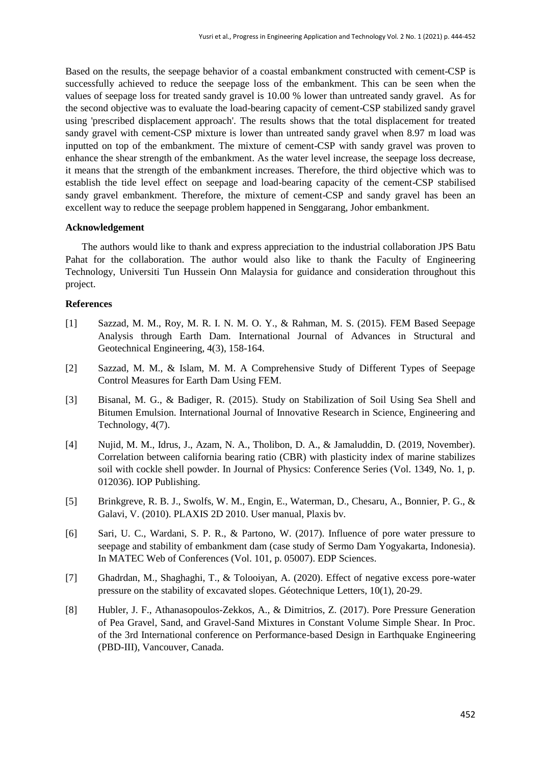Based on the results, the seepage behavior of a coastal embankment constructed with cement-CSP is successfully achieved to reduce the seepage loss of the embankment. This can be seen when the values of seepage loss for treated sandy gravel is 10.00 % lower than untreated sandy gravel. As for the second objective was to evaluate the load-bearing capacity of cement-CSP stabilized sandy gravel using 'prescribed displacement approach'. The results shows that the total displacement for treated sandy gravel with cement-CSP mixture is lower than untreated sandy gravel when 8.97 m load was inputted on top of the embankment. The mixture of cement-CSP with sandy gravel was proven to enhance the shear strength of the embankment. As the water level increase, the seepage loss decrease, it means that the strength of the embankment increases. Therefore, the third objective which was to establish the tide level effect on seepage and load-bearing capacity of the cement-CSP stabilised sandy gravel embankment. Therefore, the mixture of cement-CSP and sandy gravel has been an excellent way to reduce the seepage problem happened in Senggarang, Johor embankment.

### Acknowledgement

The authors would like to thank and express appreciation to the industrial collaboration JPS Batu Pahat for the collaboration. The author would also like to thank the Faculty of Engineering Technology, Universiti Tun Hussein Onn Malaysia for guidance and consideration throughout this project.

### References

[1] Sazzad, M. M., Roy, M. R. I. N. M. O. Y., & Rahman, M. S. (2015). FEM Based Seepage Analysis through Earth Dam. International Journal of Advances in Structural and Geotechnical Engineering, 4(3), 158-164.

[2] Sazzad, M. M., & Islam, M. M. A Comprehensive Study of Different Types of Seepage Control Measures for Earth Dam Using FEM.

[3] Bisanal, M. G., & Badiger, R. (2015). Study on Stabilization of Soil Using Sea Shell and Bitumen Emulsion. International Journal of Innovative Research in Science, Engineering and Technology, 4(7).

[4] Nujid, M. M., Idrus, J., Azam, N. A., Tholibon, D. A., & Jamaluddin, D. (2019, November). Correlation between california bearing ratio (CBR) with plasticity index of marine stabilizes soil with cockle shell powder. In Journal of Physics: Conference Series (Vol. 1349, No. 1, p. 012036). IOP Publishing.

[5] Brinkgreve, R. B. J., Swolfs, W. M., Engin, E., Waterman, D., Chesaru, A., Bonnier, P. G., & Galavi, V. (2010). PLAXIS 2D 2010. User manual, Plaxis bv.

[6] Sari, U. C., Wardani, S. P. R., & Partono, W. (2017). Influence of pore water pressure to seepage and stability of embankment dam (case study of Sermo Dam Yogyakarta, Indonesia). In MATEC Web of Conferences (Vol. 101, p. 05007). EDP Sciences.

[7] Ghadrdan, M., Shaghaghi, T., & Tolooiyan, A. (2020). Effect of negative excess pore-water pressure on the stability of excavated slopes. Géotechnique Letters, 10(1), 20-29.

[8] Hubler, J. F., Athanasopoulos-Zekkos, A., & Dimitrios, Z. (2017). Pore Pressure Generation of Pea Gravel, Sand, and Gravel-Sand Mixtures in Constant Volume Simple Shear. In Proc. of the 3rd International conference on Performance-based Design in Earthquake Engineering (PBD-III), Vancouver, Canada.